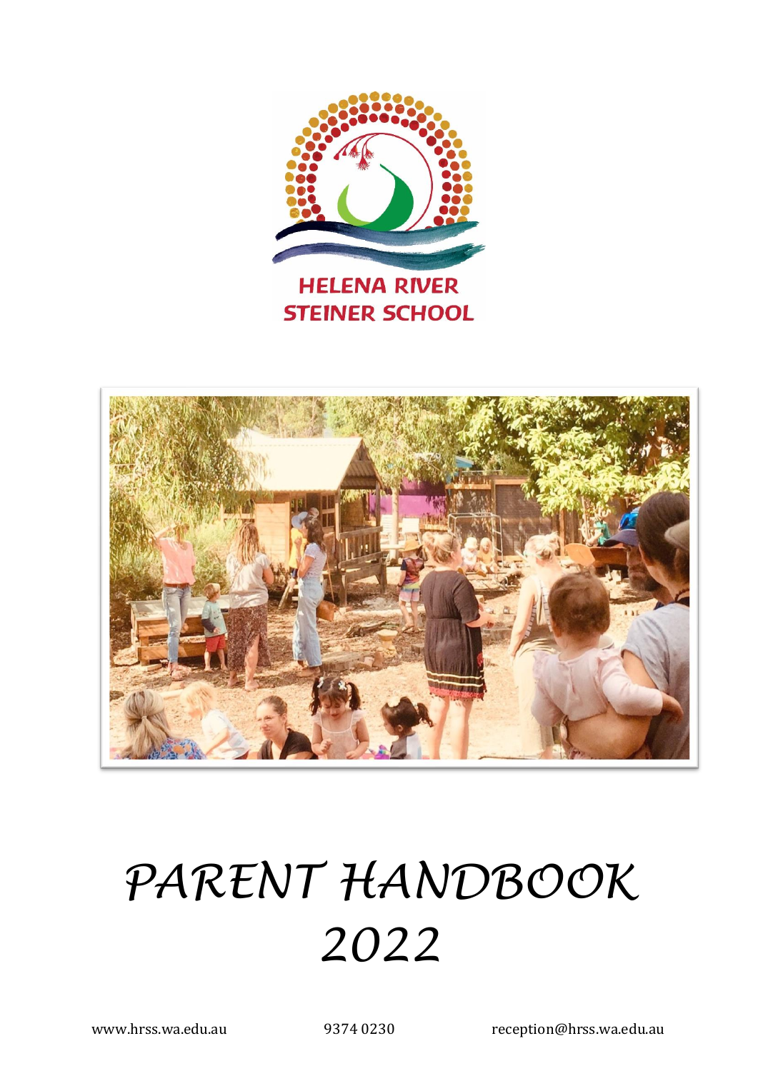HELENA RIVER STEINER SCHOOL

# PARENT HANDBOOK 2022

www.hrss.wa.edu.au 9374 0230 reception@hrss.wa.edu.au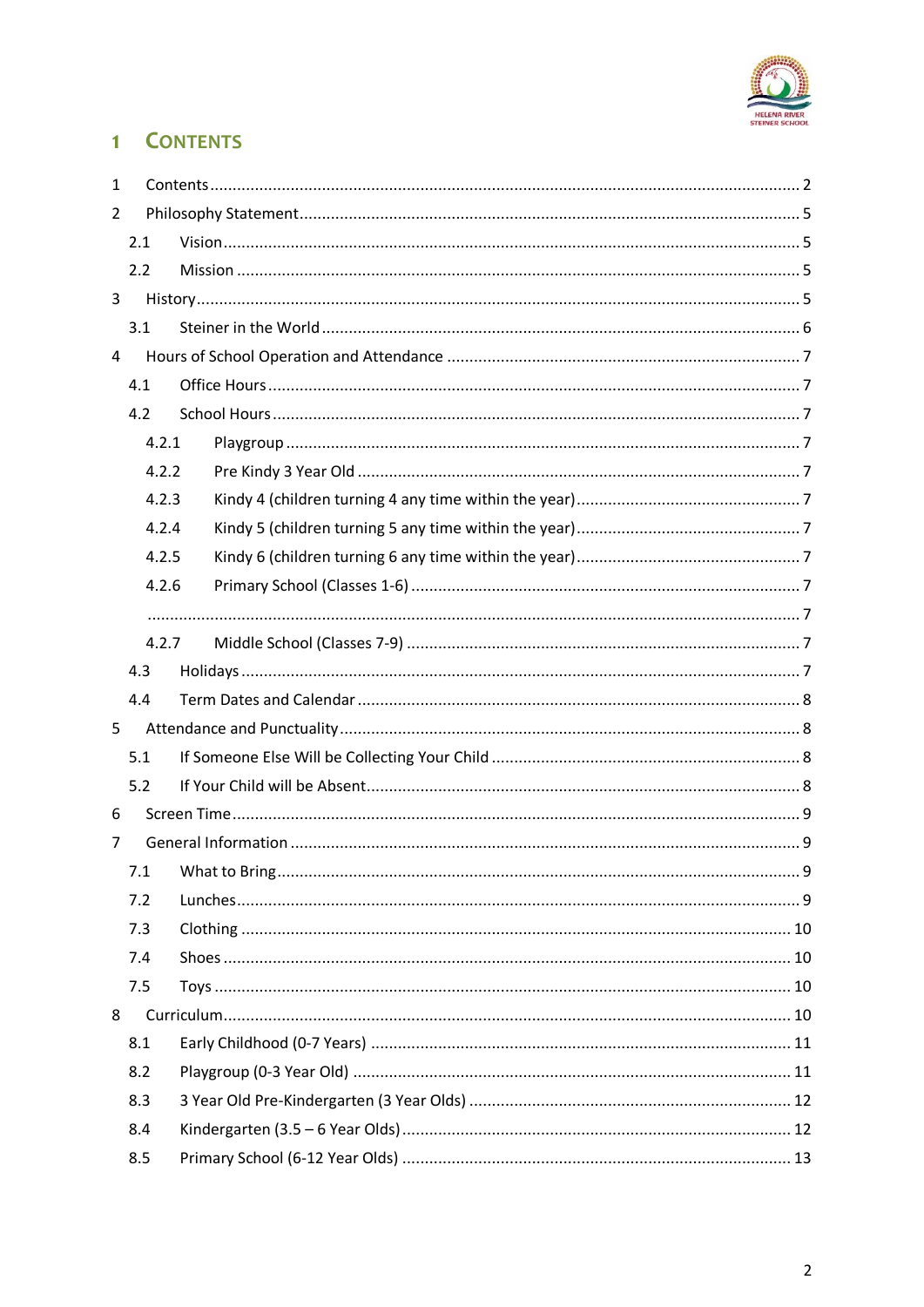# 1 Contents

1 Contents ........ 2

2 Philosophy Statement ........ 5

  2.1 Vision ........ 5

  2.2 Mission ........ 5

3 History ........ 5

  3.1 Steiner in the World ........ 6

4 Hours of School Operation and Attendance ........ 7

  4.1 Office Hours ........ 7

  4.2 School Hours ........ 7

    4.2.1 Playgroup ........ 7

    4.2.2 Pre Kindy 3 Year Old ........ 7

    4.2.3 Kindy 4 (children turning 4 any time within the year) ........ 7

    4.2.4 Kindy 5 (children turning 5 any time within the year) ........ 7

    4.2.5 Kindy 6 (children turning 6 any time within the year) ........ 7

    4.2.6 Primary School (Classes 1-6) ........ 7

    ........ 7

    4.2.7 Middle School (Classes 7-9) ........ 7

  4.3 Holidays ........ 7

  4.4 Term Dates and Calendar ........ 8

5 Attendance and Punctuality ........ 8

  5.1 If Someone Else Will be Collecting Your Child ........ 8

  5.2 If Your Child will be Absent ........ 8

6 Screen Time ........ 9

7 General Information ........ 9

  7.1 What to Bring ........ 9

  7.2 Lunches ........ 9

  7.3 Clothing ........ 10

  7.4 Shoes ........ 10

  7.5 Toys ........ 10

8 Curriculum ........ 10

  8.1 Early Childhood (0-7 Years) ........ 11

  8.2 Playgroup (0-3 Year Old) ........ 11

  8.3 3 Year Old Pre-Kindergarten (3 Year Olds) ........ 12

  8.4 Kindergarten (3.5 – 6 Year Olds) ........ 12

  8.5 Primary School (6-12 Year Olds) ........ 13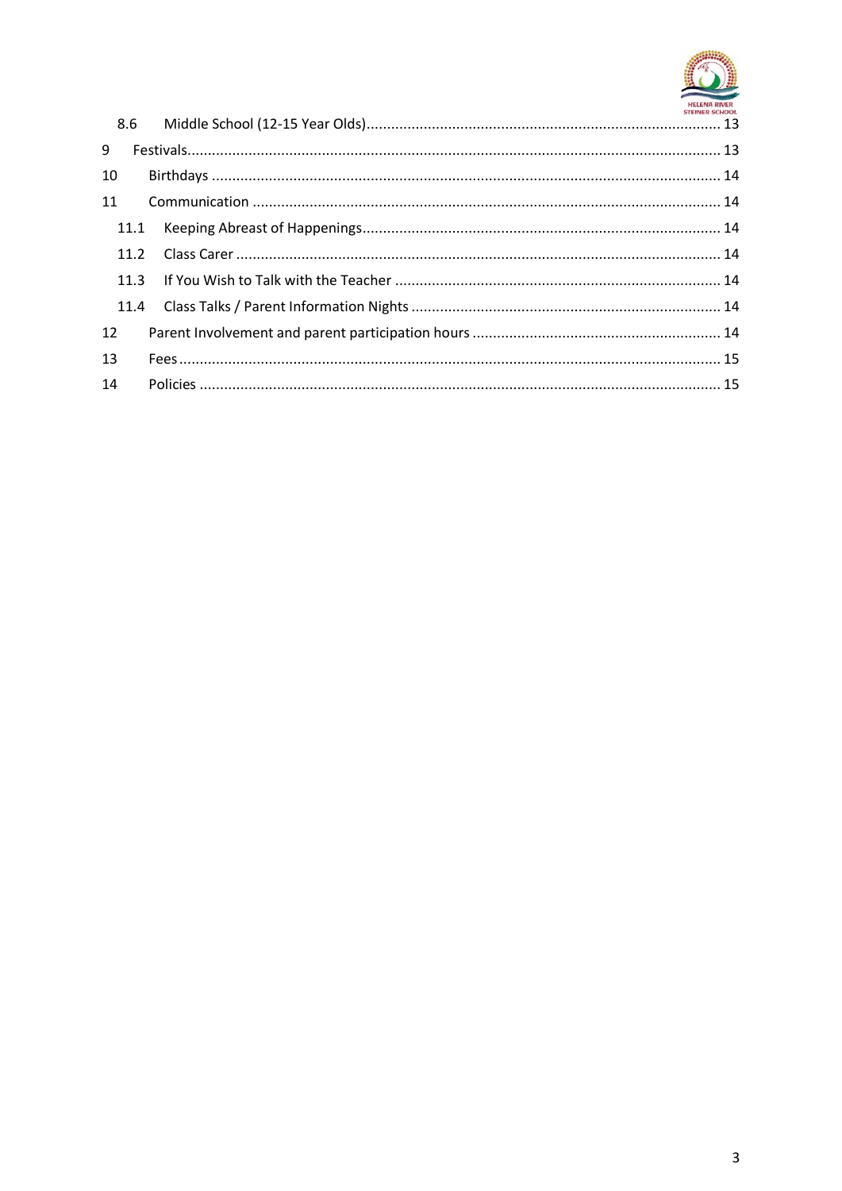8.6 Middle School (12-15 Year Olds) ........ 13

9 Festivals ........ 13

10 Birthdays ........ 14

11 Communication ........ 14

11.1 Keeping Abreast of Happenings ........ 14

11.2 Class Carer ........ 14

11.3 If You Wish to Talk with the Teacher ........ 14

11.4 Class Talks / Parent Information Nights ........ 14

12 Parent Involvement and parent participation hours ........ 14

13 Fees ........ 15

14 Policies ........ 15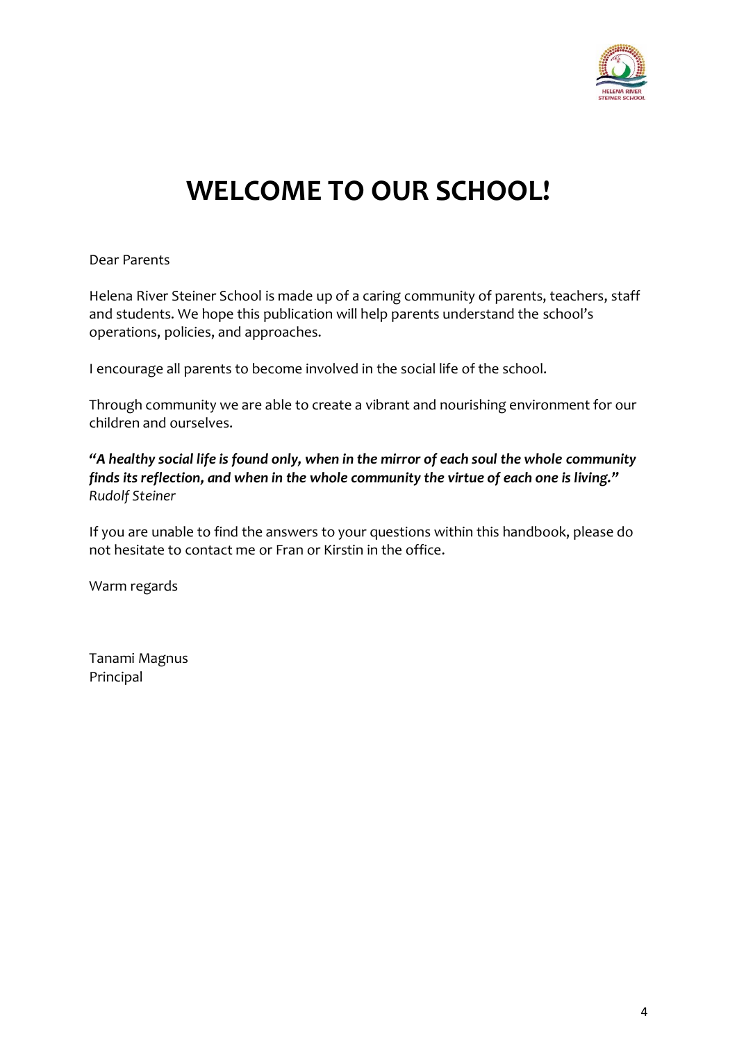# WELCOME TO OUR SCHOOL!

Dear Parents

Helena River Steiner School is made up of a caring community of parents, teachers, staff and students. We hope this publication will help parents understand the school's operations, policies, and approaches.

I encourage all parents to become involved in the social life of the school.

Through community we are able to create a vibrant and nourishing environment for our children and ourselves.

***"A healthy social life is found only, when in the mirror of each soul the whole community finds its reflection, and when in the whole community the virtue of each one is living."***
*Rudolf Steiner*

If you are unable to find the answers to your questions within this handbook, please do not hesitate to contact me or Fran or Kirstin in the office.

Warm regards

Tanami Magnus
Principal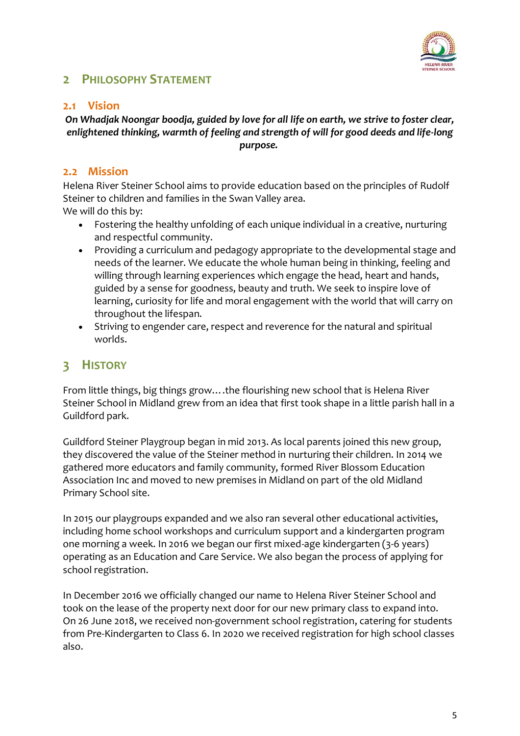## 2 Philosophy Statement

### 2.1 Vision

***On Whadjak Noongar boodja, guided by love for all life on earth, we strive to foster clear, enlightened thinking, warmth of feeling and strength of will for good deeds and life-long purpose.***

### 2.2 Mission

Helena River Steiner School aims to provide education based on the principles of Rudolf Steiner to children and families in the Swan Valley area.
We will do this by:

- Fostering the healthy unfolding of each unique individual in a creative, nurturing and respectful community.
- Providing a curriculum and pedagogy appropriate to the developmental stage and needs of the learner. We educate the whole human being in thinking, feeling and willing through learning experiences which engage the head, heart and hands, guided by a sense for goodness, beauty and truth. We seek to inspire love of learning, curiosity for life and moral engagement with the world that will carry on throughout the lifespan.
- Striving to engender care, respect and reverence for the natural and spiritual worlds.

## 3 History

From little things, big things grow….the flourishing new school that is Helena River Steiner School in Midland grew from an idea that first took shape in a little parish hall in a Guildford park.

Guildford Steiner Playgroup began in mid 2013. As local parents joined this new group, they discovered the value of the Steiner method in nurturing their children. In 2014 we gathered more educators and family community, formed River Blossom Education Association Inc and moved to new premises in Midland on part of the old Midland Primary School site.

In 2015 our playgroups expanded and we also ran several other educational activities, including home school workshops and curriculum support and a kindergarten program one morning a week. In 2016 we began our first mixed-age kindergarten (3-6 years) operating as an Education and Care Service. We also began the process of applying for school registration.

In December 2016 we officially changed our name to Helena River Steiner School and took on the lease of the property next door for our new primary class to expand into. On 26 June 2018, we received non-government school registration, catering for students from Pre-Kindergarten to Class 6. In 2020 we received registration for high school classes also.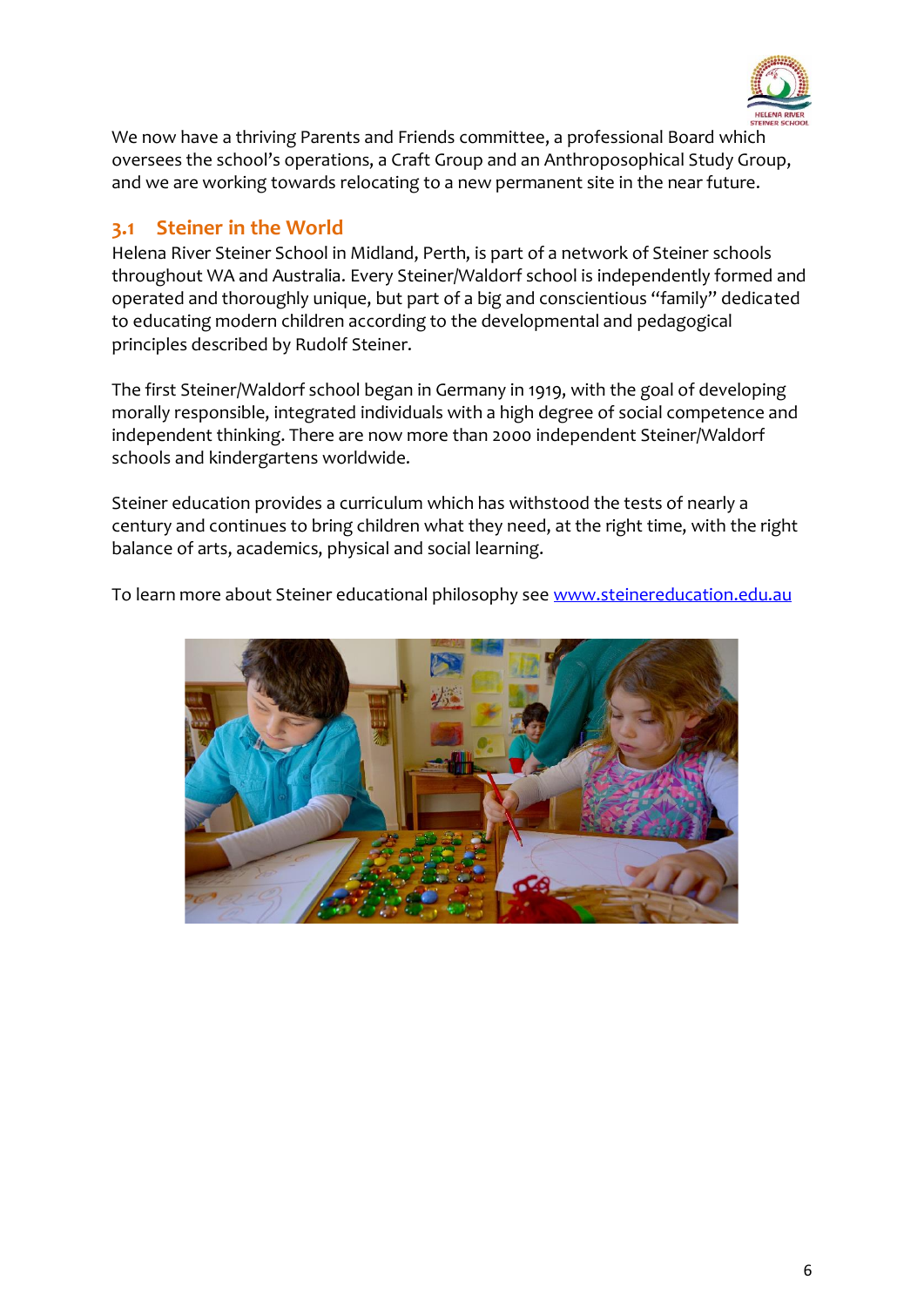We now have a thriving Parents and Friends committee, a professional Board which oversees the school's operations, a Craft Group and an Anthroposophical Study Group, and we are working towards relocating to a new permanent site in the near future.

## 3.1 Steiner in the World

Helena River Steiner School in Midland, Perth, is part of a network of Steiner schools throughout WA and Australia. Every Steiner/Waldorf school is independently formed and operated and thoroughly unique, but part of a big and conscientious "family" dedicated to educating modern children according to the developmental and pedagogical principles described by Rudolf Steiner.

The first Steiner/Waldorf school began in Germany in 1919, with the goal of developing morally responsible, integrated individuals with a high degree of social competence and independent thinking. There are now more than 2000 independent Steiner/Waldorf schools and kindergartens worldwide.

Steiner education provides a curriculum which has withstood the tests of nearly a century and continues to bring children what they need, at the right time, with the right balance of arts, academics, physical and social learning.

To learn more about Steiner educational philosophy see www.steinereducation.edu.au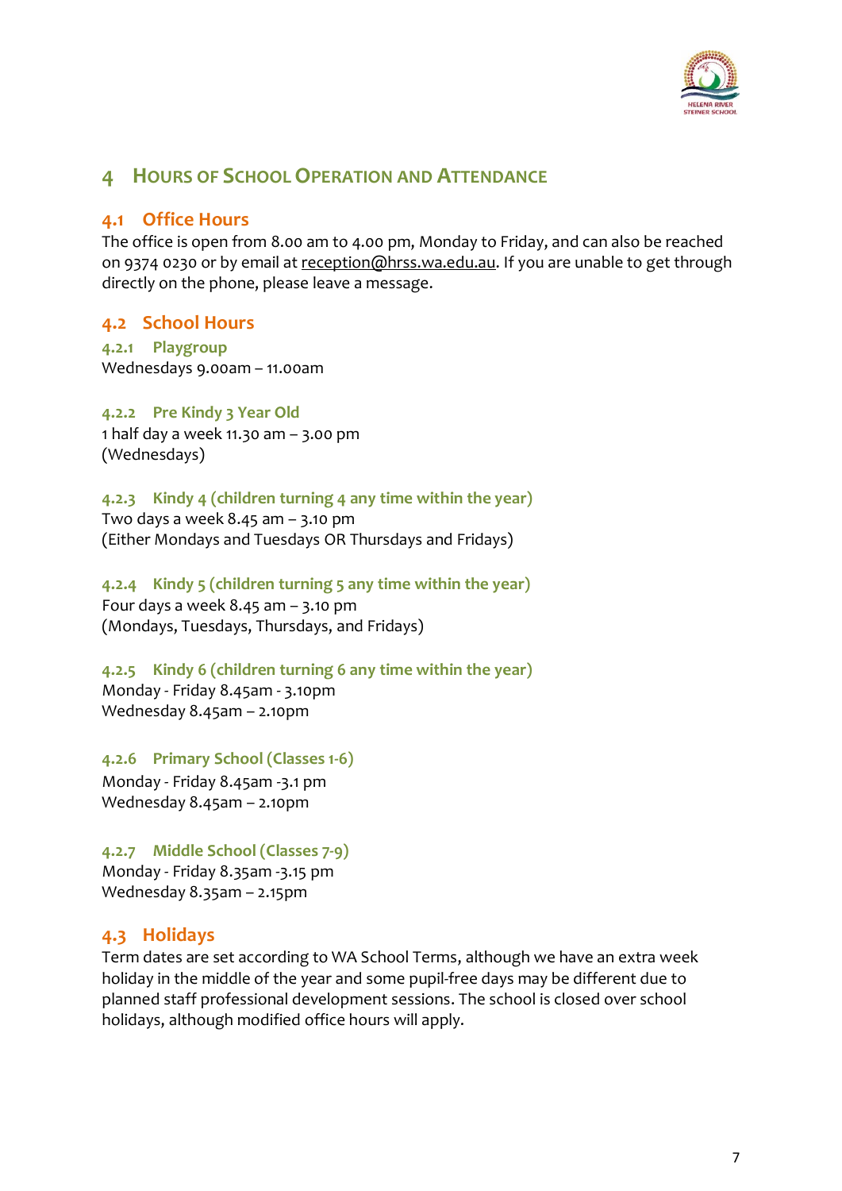# 4 Hours of School Operation and Attendance

## 4.1 Office Hours

The office is open from 8.00 am to 4.00 pm, Monday to Friday, and can also be reached on 9374 0230 or by email at reception@hrss.wa.edu.au. If you are unable to get through directly on the phone, please leave a message.

## 4.2 School Hours

### 4.2.1 Playgroup

Wednesdays 9.00am – 11.00am

### 4.2.2 Pre Kindy 3 Year Old

1 half day a week 11.30 am – 3.00 pm
(Wednesdays)

### 4.2.3 Kindy 4 (children turning 4 any time within the year)

Two days a week 8.45 am – 3.10 pm
(Either Mondays and Tuesdays OR Thursdays and Fridays)

### 4.2.4 Kindy 5 (children turning 5 any time within the year)

Four days a week 8.45 am – 3.10 pm
(Mondays, Tuesdays, Thursdays, and Fridays)

### 4.2.5 Kindy 6 (children turning 6 any time within the year)

Monday - Friday 8.45am - 3.10pm
Wednesday 8.45am – 2.10pm

### 4.2.6 Primary School (Classes 1-6)

Monday - Friday 8.45am -3.1 pm
Wednesday 8.45am – 2.10pm

### 4.2.7 Middle School (Classes 7-9)

Monday - Friday 8.35am -3.15 pm
Wednesday 8.35am – 2.15pm

## 4.3 Holidays

Term dates are set according to WA School Terms, although we have an extra week holiday in the middle of the year and some pupil-free days may be different due to planned staff professional development sessions. The school is closed over school holidays, although modified office hours will apply.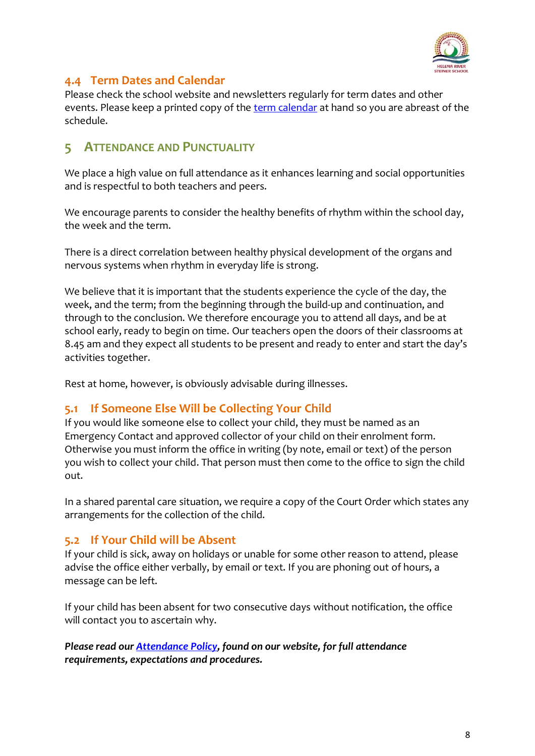## 4.4 Term Dates and Calendar

Please check the school website and newsletters regularly for term dates and other events. Please keep a printed copy of the term calendar at hand so you are abreast of the schedule.

# 5 Attendance and Punctuality

We place a high value on full attendance as it enhances learning and social opportunities and is respectful to both teachers and peers.

We encourage parents to consider the healthy benefits of rhythm within the school day, the week and the term.

There is a direct correlation between healthy physical development of the organs and nervous systems when rhythm in everyday life is strong.

We believe that it is important that the students experience the cycle of the day, the week, and the term; from the beginning through the build-up and continuation, and through to the conclusion. We therefore encourage you to attend all days, and be at school early, ready to begin on time. Our teachers open the doors of their classrooms at 8.45 am and they expect all students to be present and ready to enter and start the day's activities together.

Rest at home, however, is obviously advisable during illnesses.

## 5.1 If Someone Else Will be Collecting Your Child

If you would like someone else to collect your child, they must be named as an Emergency Contact and approved collector of your child on their enrolment form. Otherwise you must inform the office in writing (by note, email or text) of the person you wish to collect your child. That person must then come to the office to sign the child out.

In a shared parental care situation, we require a copy of the Court Order which states any arrangements for the collection of the child.

## 5.2 If Your Child will be Absent

If your child is sick, away on holidays or unable for some other reason to attend, please advise the office either verbally, by email or text. If you are phoning out of hours, a message can be left.

If your child has been absent for two consecutive days without notification, the office will contact you to ascertain why.

***Please read our Attendance Policy, found on our website, for full attendance requirements, expectations and procedures.***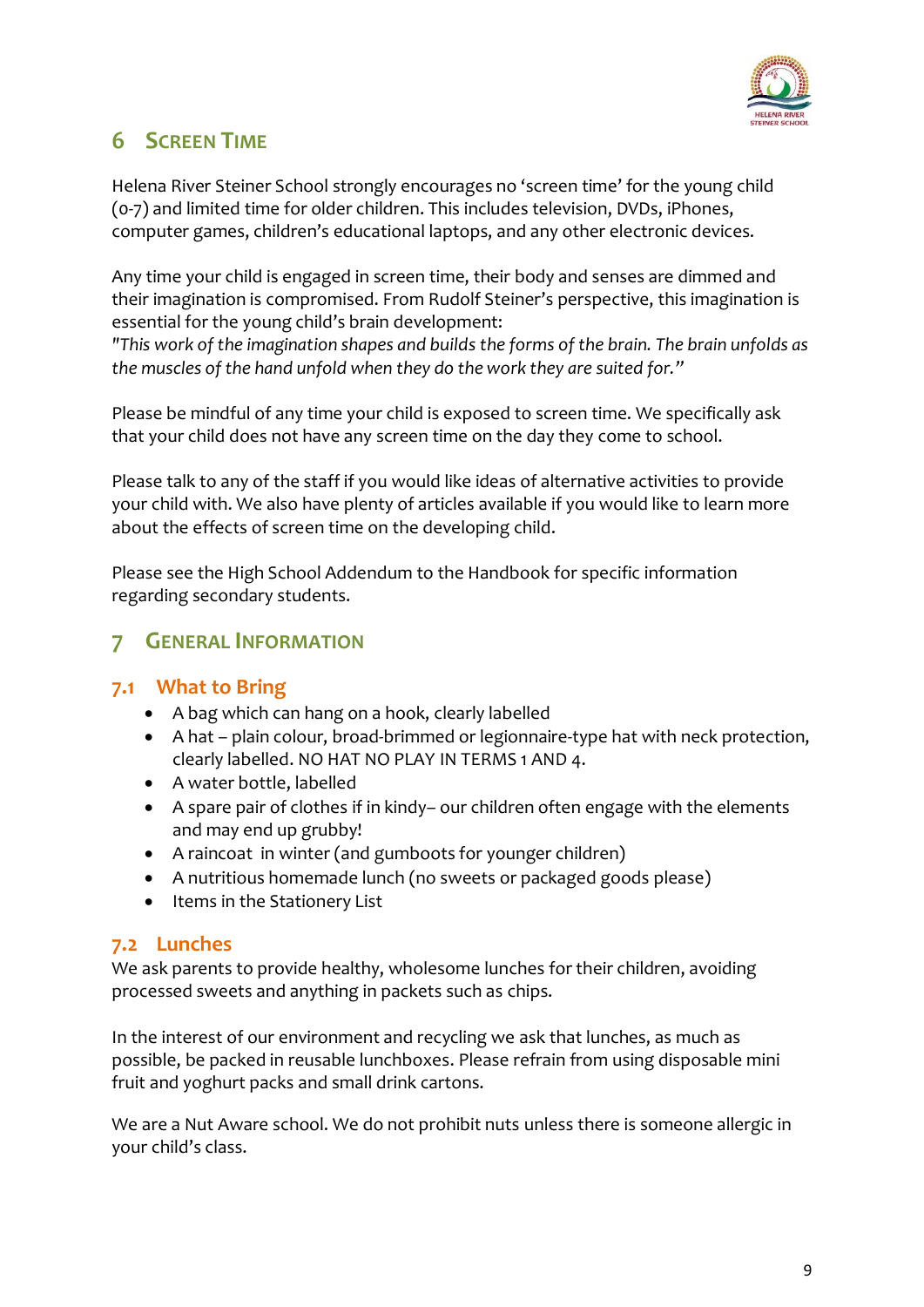# 6 Screen Time

Helena River Steiner School strongly encourages no 'screen time' for the young child (0-7) and limited time for older children. This includes television, DVDs, iPhones, computer games, children's educational laptops, and any other electronic devices.

Any time your child is engaged in screen time, their body and senses are dimmed and their imagination is compromised. From Rudolf Steiner's perspective, this imagination is essential for the young child's brain development:
*"This work of the imagination shapes and builds the forms of the brain. The brain unfolds as the muscles of the hand unfold when they do the work they are suited for."*

Please be mindful of any time your child is exposed to screen time. We specifically ask that your child does not have any screen time on the day they come to school.

Please talk to any of the staff if you would like ideas of alternative activities to provide your child with. We also have plenty of articles available if you would like to learn more about the effects of screen time on the developing child.

Please see the High School Addendum to the Handbook for specific information regarding secondary students.

# 7 General Information

## 7.1 What to Bring

- A bag which can hang on a hook, clearly labelled
- A hat – plain colour, broad-brimmed or legionnaire-type hat with neck protection, clearly labelled. NO HAT NO PLAY IN TERMS 1 AND 4.
- A water bottle, labelled
- A spare pair of clothes if in kindy– our children often engage with the elements and may end up grubby!
- A raincoat in winter (and gumboots for younger children)
- A nutritious homemade lunch (no sweets or packaged goods please)
- Items in the Stationery List

## 7.2 Lunches

We ask parents to provide healthy, wholesome lunches for their children, avoiding processed sweets and anything in packets such as chips.

In the interest of our environment and recycling we ask that lunches, as much as possible, be packed in reusable lunchboxes. Please refrain from using disposable mini fruit and yoghurt packs and small drink cartons.

We are a Nut Aware school. We do not prohibit nuts unless there is someone allergic in your child's class.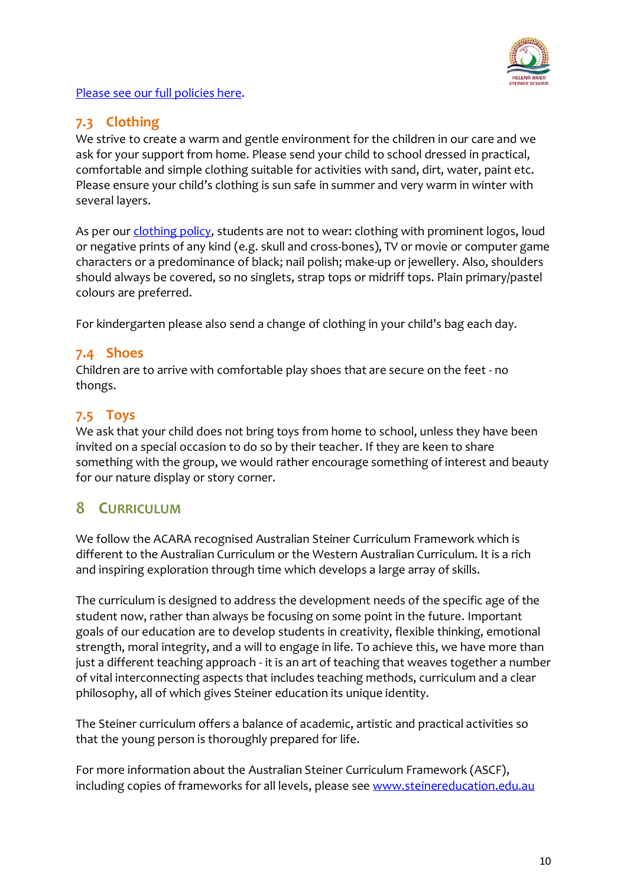[Please see our full policies here](#).

### 7.3 Clothing

We strive to create a warm and gentle environment for the children in our care and we ask for your support from home. Please send your child to school dressed in practical, comfortable and simple clothing suitable for activities with sand, dirt, water, paint etc. Please ensure your child's clothing is sun safe in summer and very warm in winter with several layers.

As per our [clothing policy](#), students are not to wear: clothing with prominent logos, loud or negative prints of any kind (e.g. skull and cross-bones), TV or movie or computer game characters or a predominance of black; nail polish; make-up or jewellery. Also, shoulders should always be covered, so no singlets, strap tops or midriff tops. Plain primary/pastel colours are preferred.

For kindergarten please also send a change of clothing in your child's bag each day.

### 7.4 Shoes

Children are to arrive with comfortable play shoes that are secure on the feet - no thongs.

### 7.5 Toys

We ask that your child does not bring toys from home to school, unless they have been invited on a special occasion to do so by their teacher. If they are keen to share something with the group, we would rather encourage something of interest and beauty for our nature display or story corner.

## 8 Curriculum

We follow the ACARA recognised Australian Steiner Curriculum Framework which is different to the Australian Curriculum or the Western Australian Curriculum. It is a rich and inspiring exploration through time which develops a large array of skills.

The curriculum is designed to address the development needs of the specific age of the student now, rather than always be focusing on some point in the future. Important goals of our education are to develop students in creativity, flexible thinking, emotional strength, moral integrity, and a will to engage in life. To achieve this, we have more than just a different teaching approach - it is an art of teaching that weaves together a number of vital interconnecting aspects that includes teaching methods, curriculum and a clear philosophy, all of which gives Steiner education its unique identity.

The Steiner curriculum offers a balance of academic, artistic and practical activities so that the young person is thoroughly prepared for life.

For more information about the Australian Steiner Curriculum Framework (ASCF), including copies of frameworks for all levels, please see [www.steinereducation.edu.au](http://www.steinereducation.edu.au)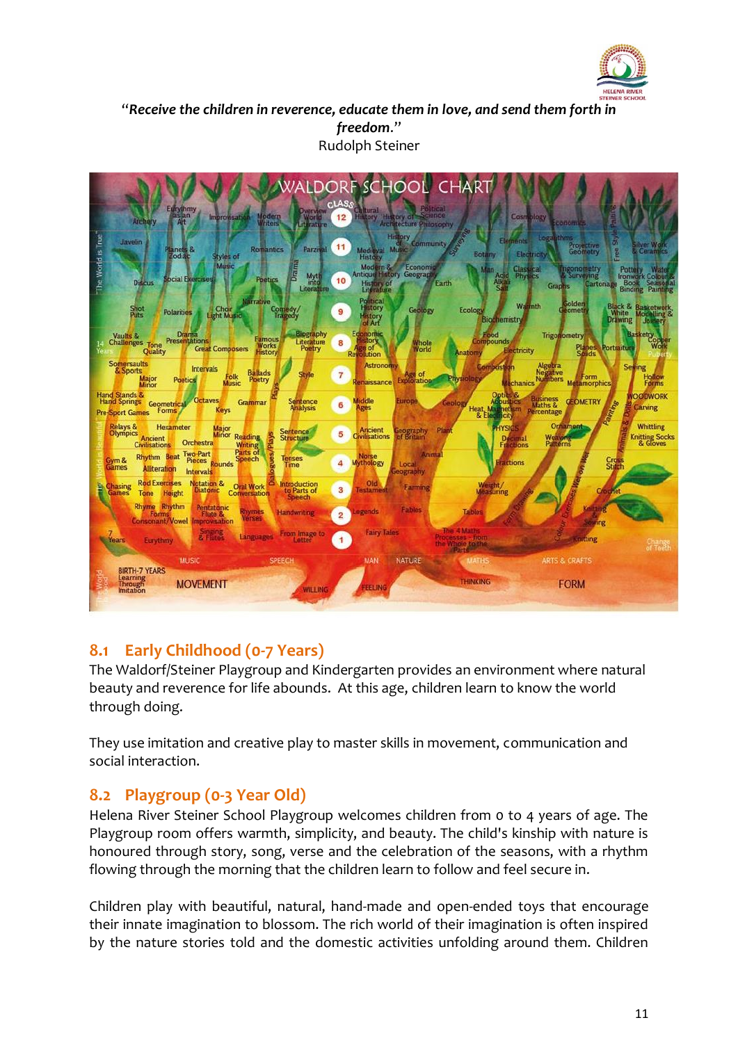*"Receive the children in reverence, educate them in love, and send them forth in freedom."*
Rudolph Steiner

## 8.1 Early Childhood (0-7 Years)

The Waldorf/Steiner Playgroup and Kindergarten provides an environment where natural beauty and reverence for life abounds. At this age, children learn to know the world through doing.

They use imitation and creative play to master skills in movement, communication and social interaction.

## 8.2 Playgroup (0-3 Year Old)

Helena River Steiner School Playgroup welcomes children from 0 to 4 years of age. The Playgroup room offers warmth, simplicity, and beauty. The child's kinship with nature is honoured through story, song, verse and the celebration of the seasons, with a rhythm flowing through the morning that the children learn to follow and feel secure in.

Children play with beautiful, natural, hand-made and open-ended toys that encourage their innate imagination to blossom. The rich world of their imagination is often inspired by the nature stories told and the domestic activities unfolding around them. Children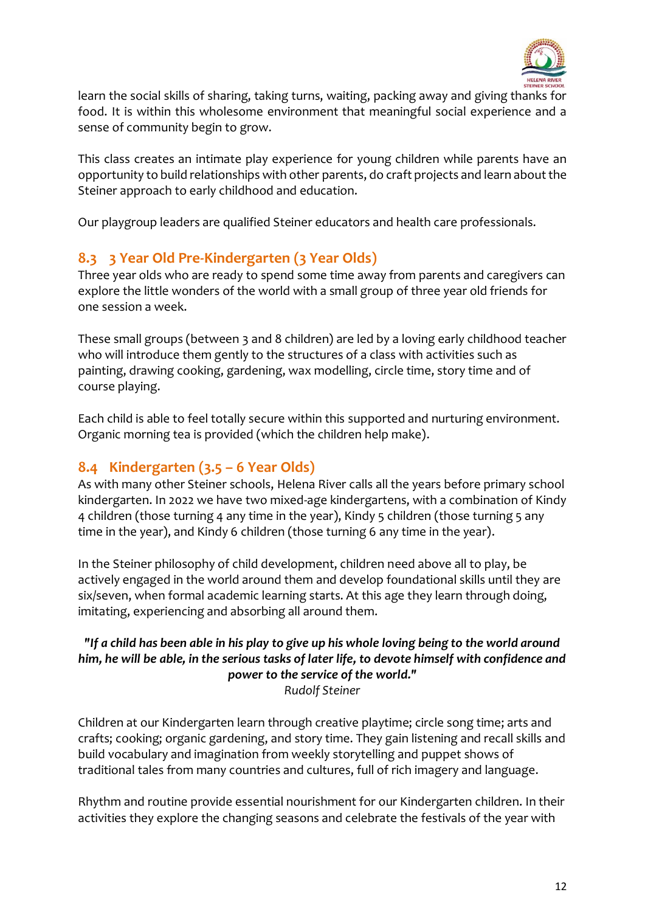learn the social skills of sharing, taking turns, waiting, packing away and giving thanks for food. It is within this wholesome environment that meaningful social experience and a sense of community begin to grow.

This class creates an intimate play experience for young children while parents have an opportunity to build relationships with other parents, do craft projects and learn about the Steiner approach to early childhood and education.

Our playgroup leaders are qualified Steiner educators and health care professionals.

## 8.3 3 Year Old Pre-Kindergarten (3 Year Olds)

Three year olds who are ready to spend some time away from parents and caregivers can explore the little wonders of the world with a small group of three year old friends for one session a week.

These small groups (between 3 and 8 children) are led by a loving early childhood teacher who will introduce them gently to the structures of a class with activities such as painting, drawing cooking, gardening, wax modelling, circle time, story time and of course playing.

Each child is able to feel totally secure within this supported and nurturing environment. Organic morning tea is provided (which the children help make).

## 8.4 Kindergarten (3.5 – 6 Year Olds)

As with many other Steiner schools, Helena River calls all the years before primary school kindergarten. In 2022 we have two mixed-age kindergartens, with a combination of Kindy 4 children (those turning 4 any time in the year), Kindy 5 children (those turning 5 any time in the year), and Kindy 6 children (those turning 6 any time in the year).

In the Steiner philosophy of child development, children need above all to play, be actively engaged in the world around them and develop foundational skills until they are six/seven, when formal academic learning starts. At this age they learn through doing, imitating, experiencing and absorbing all around them.

***"If a child has been able in his play to give up his whole loving being to the world around him, he will be able, in the serious tasks of later life, to devote himself with confidence and power to the service of the world."***
*Rudolf Steiner*

Children at our Kindergarten learn through creative playtime; circle song time; arts and crafts; cooking; organic gardening, and story time. They gain listening and recall skills and build vocabulary and imagination from weekly storytelling and puppet shows of traditional tales from many countries and cultures, full of rich imagery and language.

Rhythm and routine provide essential nourishment for our Kindergarten children. In their activities they explore the changing seasons and celebrate the festivals of the year with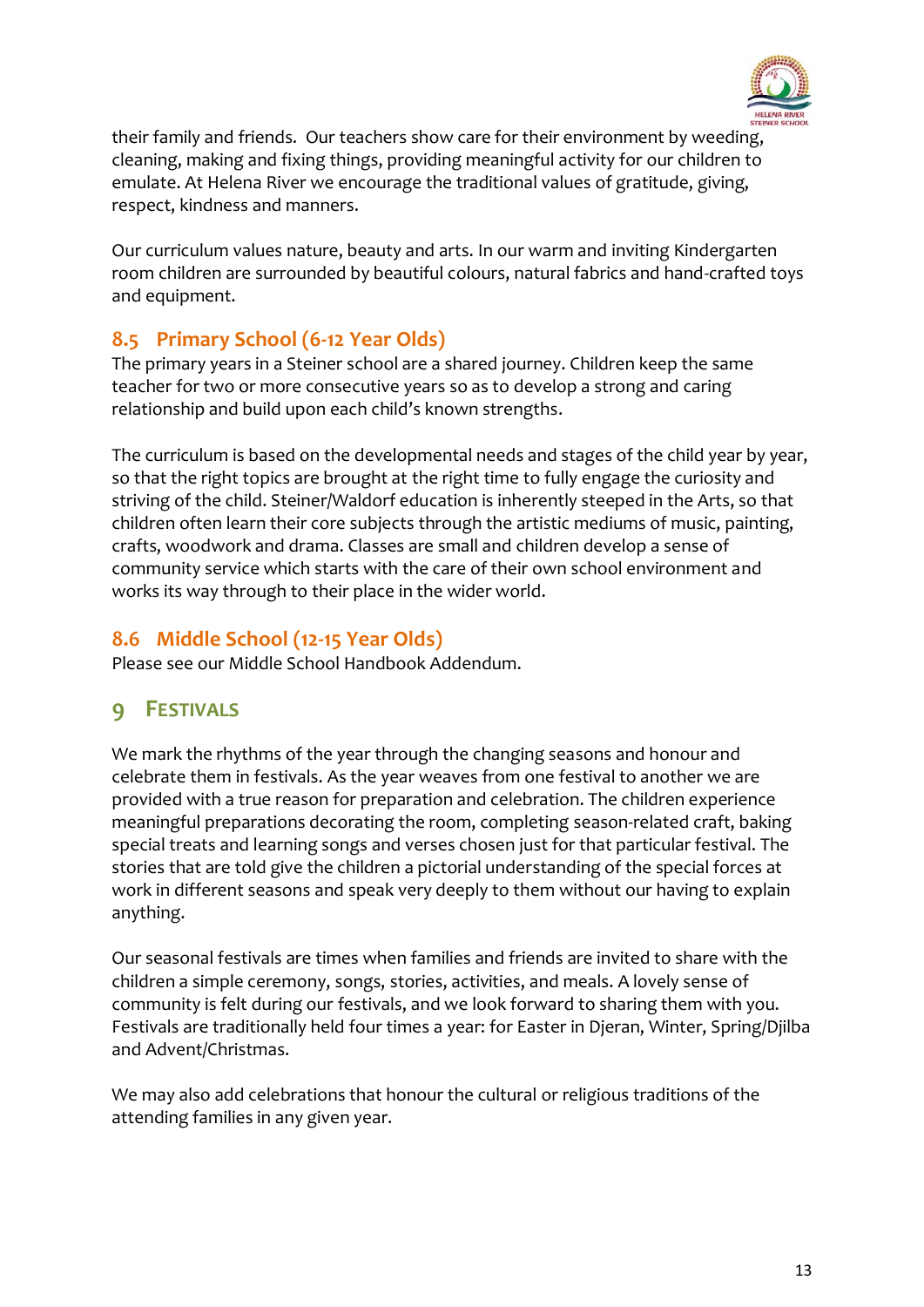their family and friends. Our teachers show care for their environment by weeding, cleaning, making and fixing things, providing meaningful activity for our children to emulate. At Helena River we encourage the traditional values of gratitude, giving, respect, kindness and manners.

Our curriculum values nature, beauty and arts. In our warm and inviting Kindergarten room children are surrounded by beautiful colours, natural fabrics and hand-crafted toys and equipment.

### 8.5 Primary School (6-12 Year Olds)

The primary years in a Steiner school are a shared journey. Children keep the same teacher for two or more consecutive years so as to develop a strong and caring relationship and build upon each child's known strengths.

The curriculum is based on the developmental needs and stages of the child year by year, so that the right topics are brought at the right time to fully engage the curiosity and striving of the child. Steiner/Waldorf education is inherently steeped in the Arts, so that children often learn their core subjects through the artistic mediums of music, painting, crafts, woodwork and drama. Classes are small and children develop a sense of community service which starts with the care of their own school environment and works its way through to their place in the wider world.

### 8.6 Middle School (12-15 Year Olds)

Please see our Middle School Handbook Addendum.

## 9 Festivals

We mark the rhythms of the year through the changing seasons and honour and celebrate them in festivals. As the year weaves from one festival to another we are provided with a true reason for preparation and celebration. The children experience meaningful preparations decorating the room, completing season-related craft, baking special treats and learning songs and verses chosen just for that particular festival. The stories that are told give the children a pictorial understanding of the special forces at work in different seasons and speak very deeply to them without our having to explain anything.

Our seasonal festivals are times when families and friends are invited to share with the children a simple ceremony, songs, stories, activities, and meals. A lovely sense of community is felt during our festivals, and we look forward to sharing them with you. Festivals are traditionally held four times a year: for Easter in Djeran, Winter, Spring/Djilba and Advent/Christmas.

We may also add celebrations that honour the cultural or religious traditions of the attending families in any given year.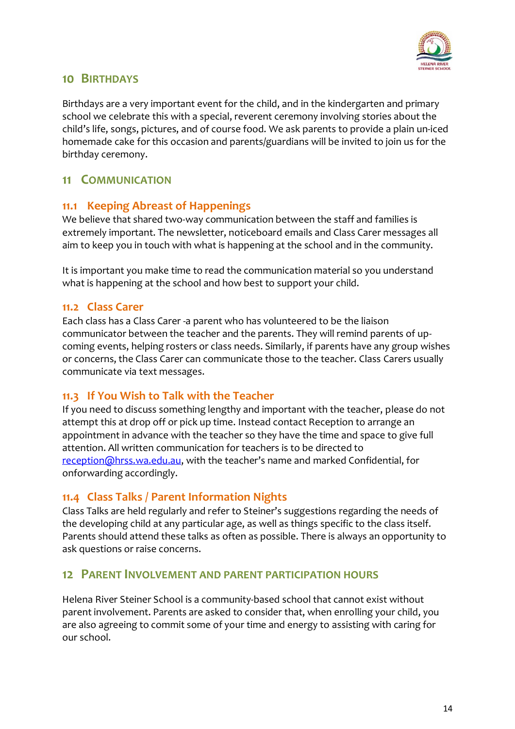## 10 Birthdays

Birthdays are a very important event for the child, and in the kindergarten and primary school we celebrate this with a special, reverent ceremony involving stories about the child's life, songs, pictures, and of course food. We ask parents to provide a plain un-iced homemade cake for this occasion and parents/guardians will be invited to join us for the birthday ceremony.

## 11 Communication

### 11.1 Keeping Abreast of Happenings

We believe that shared two-way communication between the staff and families is extremely important. The newsletter, noticeboard emails and Class Carer messages all aim to keep you in touch with what is happening at the school and in the community.

It is important you make time to read the communication material so you understand what is happening at the school and how best to support your child.

### 11.2 Class Carer

Each class has a Class Carer -a parent who has volunteered to be the liaison communicator between the teacher and the parents. They will remind parents of up-coming events, helping rosters or class needs. Similarly, if parents have any group wishes or concerns, the Class Carer can communicate those to the teacher. Class Carers usually communicate via text messages.

### 11.3 If You Wish to Talk with the Teacher

If you need to discuss something lengthy and important with the teacher, please do not attempt this at drop off or pick up time. Instead contact Reception to arrange an appointment in advance with the teacher so they have the time and space to give full attention. All written communication for teachers is to be directed to reception@hrss.wa.edu.au, with the teacher's name and marked Confidential, for onforwarding accordingly.

### 11.4 Class Talks / Parent Information Nights

Class Talks are held regularly and refer to Steiner's suggestions regarding the needs of the developing child at any particular age, as well as things specific to the class itself. Parents should attend these talks as often as possible. There is always an opportunity to ask questions or raise concerns.

## 12 Parent Involvement and Parent Participation Hours

Helena River Steiner School is a community-based school that cannot exist without parent involvement. Parents are asked to consider that, when enrolling your child, you are also agreeing to commit some of your time and energy to assisting with caring for our school.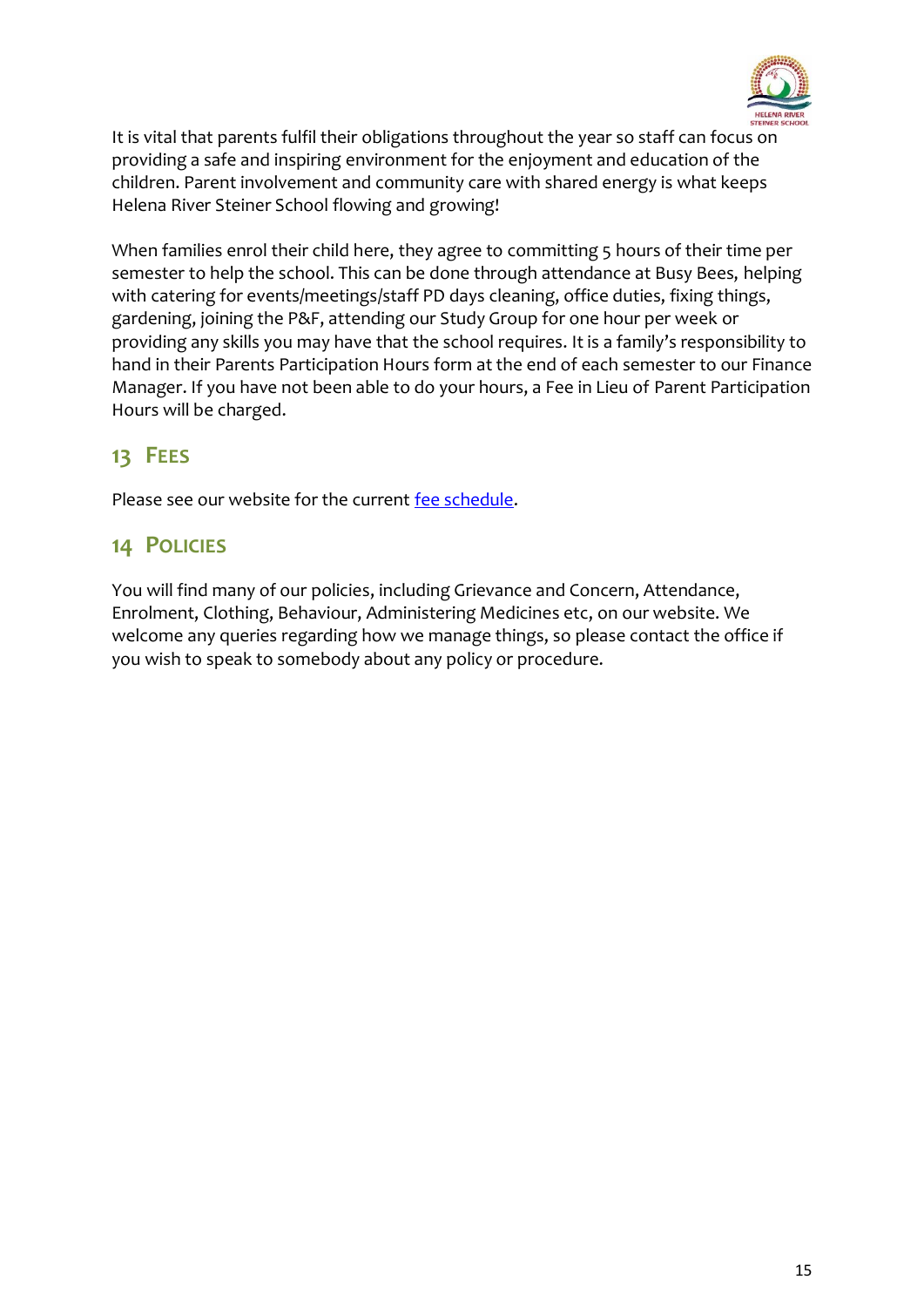It is vital that parents fulfil their obligations throughout the year so staff can focus on providing a safe and inspiring environment for the enjoyment and education of the children. Parent involvement and community care with shared energy is what keeps Helena River Steiner School flowing and growing!

When families enrol their child here, they agree to committing 5 hours of their time per semester to help the school. This can be done through attendance at Busy Bees, helping with catering for events/meetings/staff PD days cleaning, office duties, fixing things, gardening, joining the P&F, attending our Study Group for one hour per week or providing any skills you may have that the school requires. It is a family's responsibility to hand in their Parents Participation Hours form at the end of each semester to our Finance Manager. If you have not been able to do your hours, a Fee in Lieu of Parent Participation Hours will be charged.

## 13 Fees

Please see our website for the current fee schedule.

## 14 Policies

You will find many of our policies, including Grievance and Concern, Attendance, Enrolment, Clothing, Behaviour, Administering Medicines etc, on our website. We welcome any queries regarding how we manage things, so please contact the office if you wish to speak to somebody about any policy or procedure.